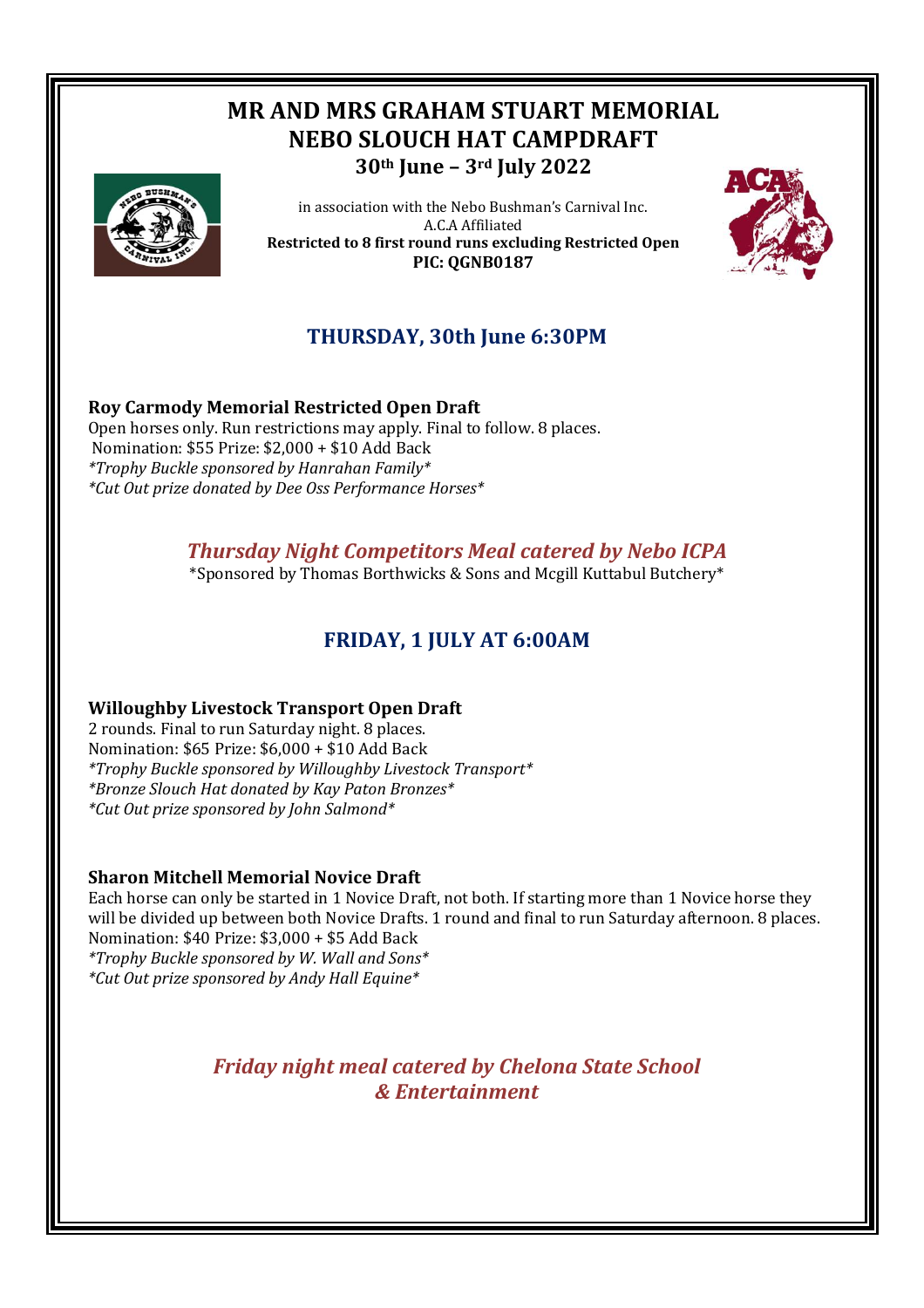# MR AND MRS GRAHAM STUART MEMORIAL NEBO SLOUCH HAT CAMPDRAFT

**30th June – 3rd July 2022**

in association with the Nebo Bushman's Carnival Inc.
A.C.A Affiliated
**Restricted to 8 first round runs excluding Restricted Open**
**PIC: QGNB0187**

## THURSDAY, 30th June 6:30PM

**Roy Carmody Memorial Restricted Open Draft**
Open horses only. Run restrictions may apply. Final to follow. 8 places.
Nomination: $55 Prize: $2,000 + $10 Add Back
*\*Trophy Buckle sponsored by Hanrahan Family\**
*\*Cut Out prize donated by Dee Oss Performance Horses\**

***Thursday Night Competitors Meal catered by Nebo ICPA***
\*Sponsored by Thomas Borthwicks & Sons and Mcgill Kuttabul Butchery\*

## FRIDAY, 1 JULY AT 6:00AM

**Willoughby Livestock Transport Open Draft**
2 rounds. Final to run Saturday night. 8 places.
Nomination: $65 Prize: $6,000 + $10 Add Back
*\*Trophy Buckle sponsored by Willoughby Livestock Transport\**
*\*Bronze Slouch Hat donated by Kay Paton Bronzes\**
*\*Cut Out prize sponsored by John Salmond\**

**Sharon Mitchell Memorial Novice Draft**
Each horse can only be started in 1 Novice Draft, not both. If starting more than 1 Novice horse they will be divided up between both Novice Drafts. 1 round and final to run Saturday afternoon. 8 places.
Nomination: $40 Prize: $3,000 + $5 Add Back
*\*Trophy Buckle sponsored by W. Wall and Sons\**
*\*Cut Out prize sponsored by Andy Hall Equine\**

***Friday night meal catered by Chelona State School & Entertainment***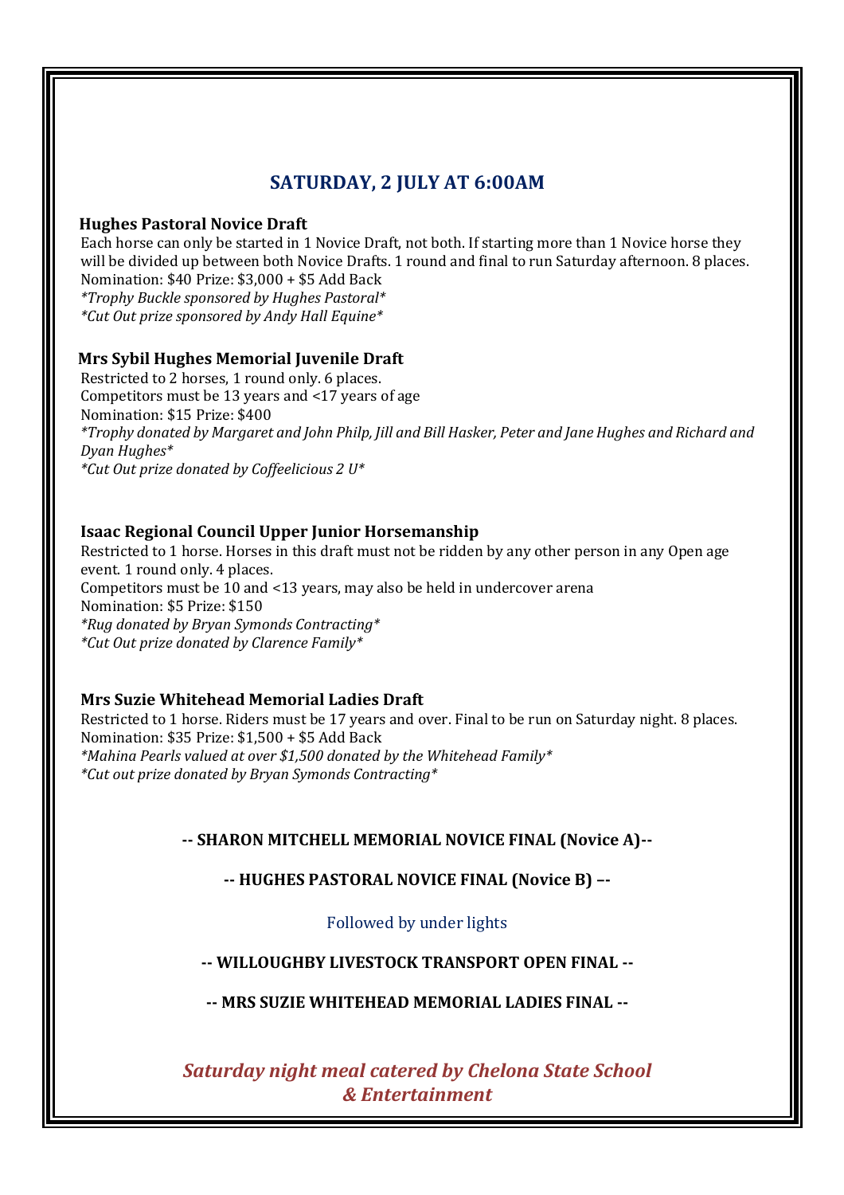## SATURDAY, 2 JULY AT 6:00AM

### Hughes Pastoral Novice Draft

Each horse can only be started in 1 Novice Draft, not both. If starting more than 1 Novice horse they will be divided up between both Novice Drafts. 1 round and final to run Saturday afternoon. 8 places.
Nomination: $40 Prize: $3,000 + $5 Add Back
*\*Trophy Buckle sponsored by Hughes Pastoral\**
*\*Cut Out prize sponsored by Andy Hall Equine\**

### Mrs Sybil Hughes Memorial Juvenile Draft

Restricted to 2 horses, 1 round only. 6 places.
Competitors must be 13 years and <17 years of age
Nomination: $15 Prize: $400
*\*Trophy donated by Margaret and John Philp, Jill and Bill Hasker, Peter and Jane Hughes and Richard and Dyan Hughes\**
*\*Cut Out prize donated by Coffeelicious 2 U\**

### Isaac Regional Council Upper Junior Horsemanship

Restricted to 1 horse. Horses in this draft must not be ridden by any other person in any Open age event. 1 round only. 4 places.
Competitors must be 10 and <13 years, may also be held in undercover arena
Nomination: $5 Prize: $150
*\*Rug donated by Bryan Symonds Contracting\**
*\*Cut Out prize donated by Clarence Family\**

### Mrs Suzie Whitehead Memorial Ladies Draft

Restricted to 1 horse. Riders must be 17 years and over. Final to be run on Saturday night. 8 places.
Nomination: $35 Prize: $1,500 + $5 Add Back
*\*Mahina Pearls valued at over $1,500 donated by the Whitehead Family\**
*\*Cut out prize donated by Bryan Symonds Contracting\**

**-- SHARON MITCHELL MEMORIAL NOVICE FINAL (Novice A)--**

**-- HUGHES PASTORAL NOVICE FINAL (Novice B) –-**

Followed by under lights

**-- WILLOUGHBY LIVESTOCK TRANSPORT OPEN FINAL --**

**-- MRS SUZIE WHITEHEAD MEMORIAL LADIES FINAL --**

***Saturday night meal catered by Chelona State School & Entertainment***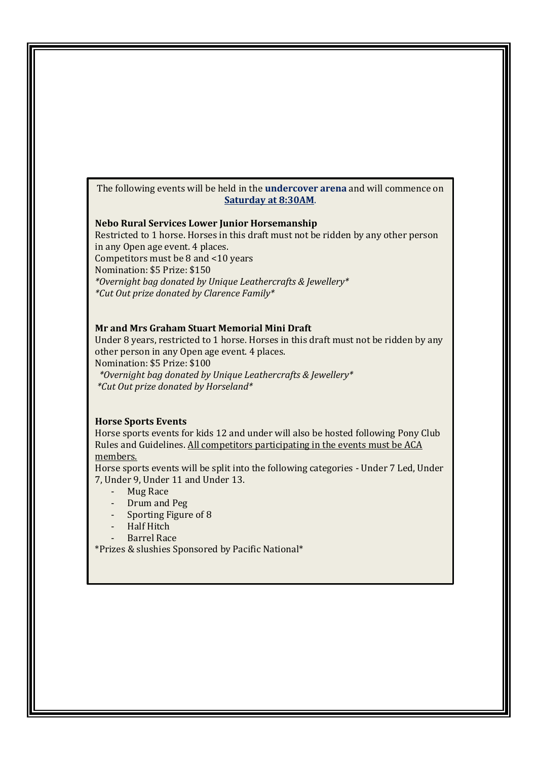The following events will be held in the **undercover arena** and will commence on **Saturday at 8:30AM**.

**Nebo Rural Services Lower Junior Horsemanship**
Restricted to 1 horse. Horses in this draft must not be ridden by any other person in any Open age event. 4 places.
Competitors must be 8 and <10 years
Nomination: $5 Prize: $150
*\*Overnight bag donated by Unique Leathercrafts & Jewellery\**
*\*Cut Out prize donated by Clarence Family\**

**Mr and Mrs Graham Stuart Memorial Mini Draft**
Under 8 years, restricted to 1 horse. Horses in this draft must not be ridden by any other person in any Open age event. 4 places.
Nomination: $5 Prize: $100
*\*Overnight bag donated by Unique Leathercrafts & Jewellery\**
*\*Cut Out prize donated by Horseland\**

**Horse Sports Events**
Horse sports events for kids 12 and under will also be hosted following Pony Club Rules and Guidelines. All competitors participating in the events must be ACA members.
Horse sports events will be split into the following categories - Under 7 Led, Under 7, Under 9, Under 11 and Under 13.

- Mug Race
- Drum and Peg
- Sporting Figure of 8
- Half Hitch
- Barrel Race

*Prizes & slushies Sponsored by Pacific National*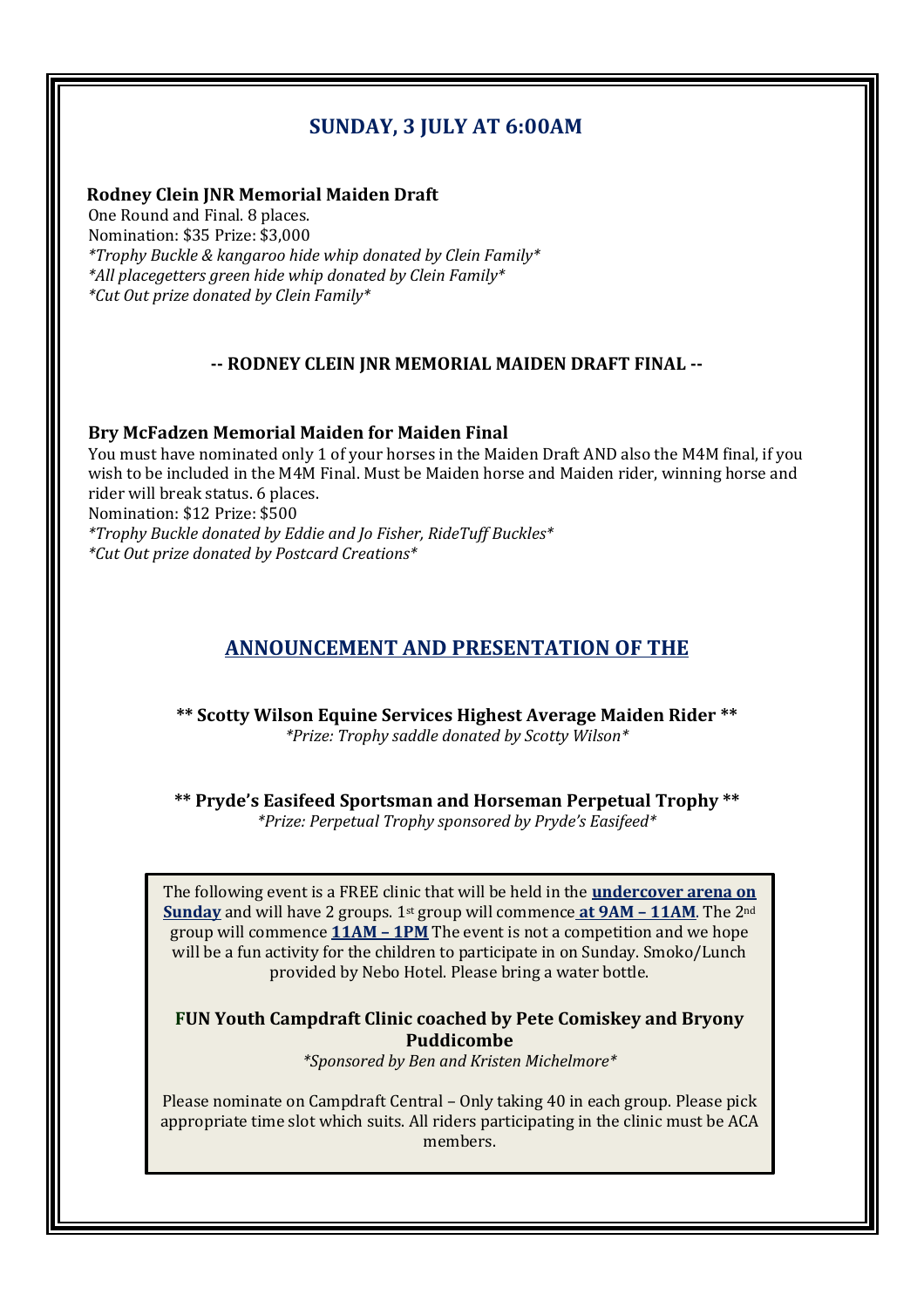## SUNDAY, 3 JULY AT 6:00AM

**Rodney Clein JNR Memorial Maiden Draft**
One Round and Final. 8 places.
Nomination: $35 Prize: $3,000
*\*Trophy Buckle & kangaroo hide whip donated by Clein Family\**
*\*All placegetters green hide whip donated by Clein Family\**
*\*Cut Out prize donated by Clein Family\**

**-- RODNEY CLEIN JNR MEMORIAL MAIDEN DRAFT FINAL --**

**Bry McFadzen Memorial Maiden for Maiden Final**
You must have nominated only 1 of your horses in the Maiden Draft AND also the M4M final, if you wish to be included in the M4M Final. Must be Maiden horse and Maiden rider, winning horse and rider will break status. 6 places.
Nomination: $12 Prize: $500
*\*Trophy Buckle donated by Eddie and Jo Fisher, RideTuff Buckles\**
*\*Cut Out prize donated by Postcard Creations\**

## ANNOUNCEMENT AND PRESENTATION OF THE

**\*\* Scotty Wilson Equine Services Highest Average Maiden Rider \*\***
*\*Prize: Trophy saddle donated by Scotty Wilson\**

**\*\* Pryde's Easifeed Sportsman and Horseman Perpetual Trophy \*\***
*\*Prize: Perpetual Trophy sponsored by Pryde's Easifeed\**

The following event is a FREE clinic that will be held in the **undercover arena on Sunday** and will have 2 groups. 1st group will commence **at 9AM – 11AM**. The 2nd group will commence **11AM – 1PM** The event is not a competition and we hope will be a fun activity for the children to participate in on Sunday. Smoko/Lunch provided by Nebo Hotel. Please bring a water bottle.

**FUN Youth Campdraft Clinic coached by Pete Comiskey and Bryony Puddicombe**
*\*Sponsored by Ben and Kristen Michelmore\**

Please nominate on Campdraft Central – Only taking 40 in each group. Please pick appropriate time slot which suits. All riders participating in the clinic must be ACA members.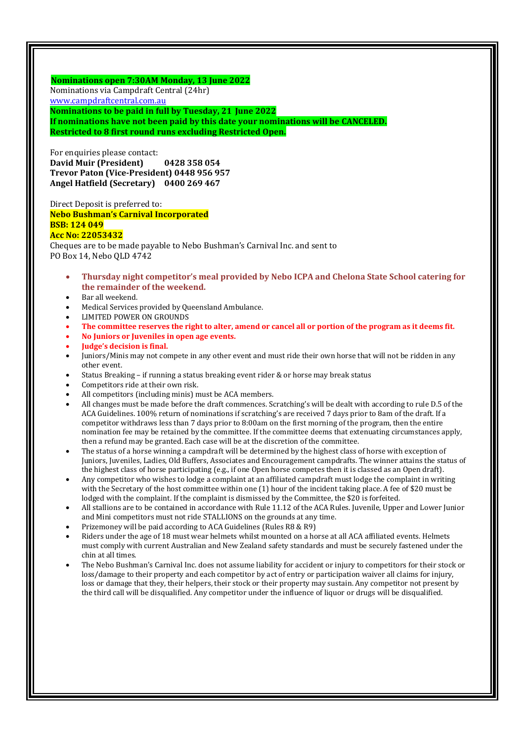**Nominations open 7:30AM Monday, 13 June 2022**
Nominations via Campdraft Central (24hr)
[www.campdraftcentral.com.au](http://www.campdraftcentral.com.au)
**Nominations to be paid in full by Tuesday, 21 June 2022**
**If nominations have not been paid by this date your nominations will be CANCELED.**
**Restricted to 8 first round runs excluding Restricted Open.**

For enquiries please contact:
**David Muir (President) 0428 358 054**
**Trevor Paton (Vice-President) 0448 956 957**
**Angel Hatfield (Secretary) 0400 269 467**

Direct Deposit is preferred to:
**Nebo Bushman's Carnival Incorporated**
**BSB: 124 049**
**Acc No: 22053432**
Cheques are to be made payable to Nebo Bushman's Carnival Inc. and sent to
PO Box 14, Nebo QLD 4742

- **Thursday night competitor's meal provided by Nebo ICPA and Chelona State School catering for the remainder of the weekend.**
- Bar all weekend.
- Medical Services provided by Queensland Ambulance.
- LIMITED POWER ON GROUNDS
- **The committee reserves the right to alter, amend or cancel all or portion of the program as it deems fit.**
- **No Juniors or Juveniles in open age events.**
- **Judge's decision is final.**
- Juniors/Minis may not compete in any other event and must ride their own horse that will not be ridden in any other event.
- Status Breaking – if running a status breaking event rider & or horse may break status
- Competitors ride at their own risk.
- All competitors (including minis) must be ACA members.
- All changes must be made before the draft commences. Scratching's will be dealt with according to rule D.5 of the ACA Guidelines. 100% return of nominations if scratching's are received 7 days prior to 8am of the draft. If a competitor withdraws less than 7 days prior to 8:00am on the first morning of the program, then the entire nomination fee may be retained by the committee. If the committee deems that extenuating circumstances apply, then a refund may be granted. Each case will be at the discretion of the committee.
- The status of a horse winning a campdraft will be determined by the highest class of horse with exception of Juniors, Juveniles, Ladies, Old Buffers, Associates and Encouragement campdrafts. The winner attains the status of the highest class of horse participating (e.g., if one Open horse competes then it is classed as an Open draft).
- Any competitor who wishes to lodge a complaint at an affiliated campdraft must lodge the complaint in writing with the Secretary of the host committee within one (1) hour of the incident taking place. A fee of $20 must be lodged with the complaint. If the complaint is dismissed by the Committee, the $20 is forfeited.
- All stallions are to be contained in accordance with Rule 11.12 of the ACA Rules. Juvenile, Upper and Lower Junior and Mini competitors must not ride STALLIONS on the grounds at any time.
- Prizemoney will be paid according to ACA Guidelines (Rules R8 & R9)
- Riders under the age of 18 must wear helmets whilst mounted on a horse at all ACA affiliated events. Helmets must comply with current Australian and New Zealand safety standards and must be securely fastened under the chin at all times.
- The Nebo Bushman's Carnival Inc. does not assume liability for accident or injury to competitors for their stock or loss/damage to their property and each competitor by act of entry or participation waiver all claims for injury, loss or damage that they, their helpers, their stock or their property may sustain. Any competitor not present by the third call will be disqualified. Any competitor under the influence of liquor or drugs will be disqualified.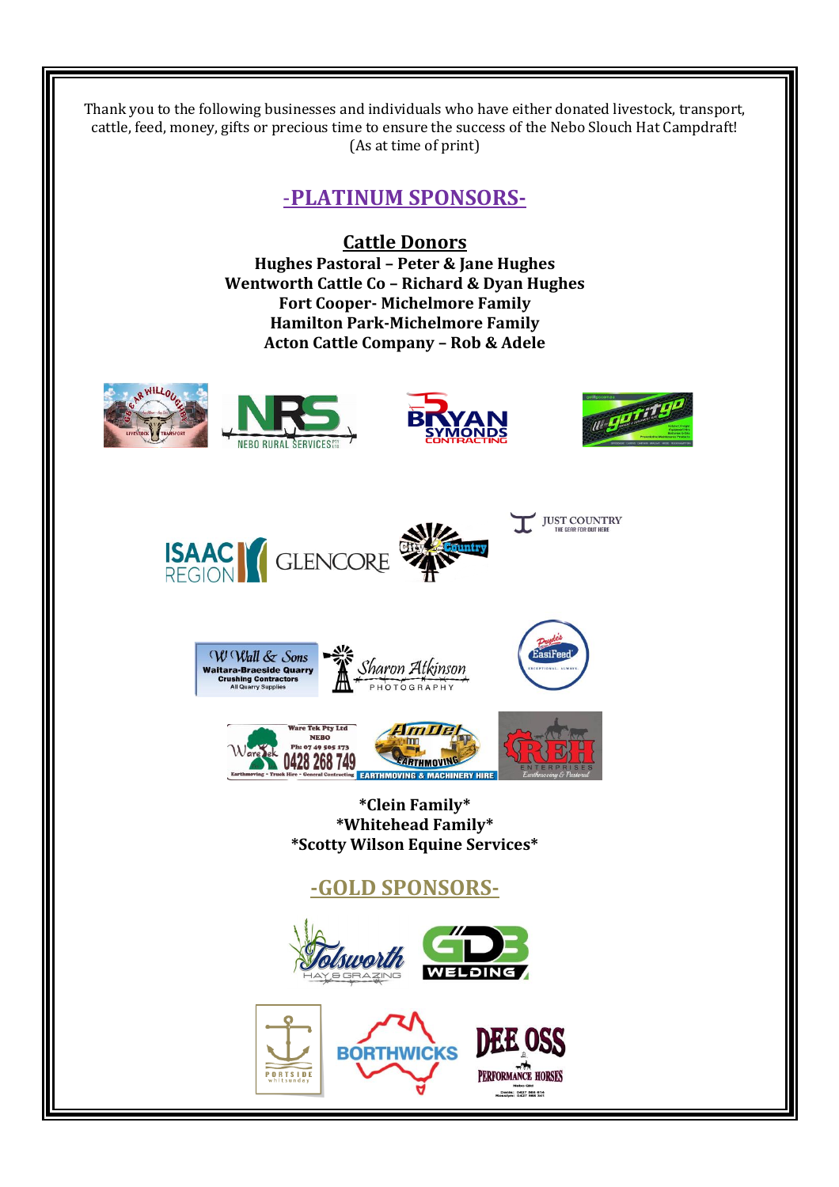Thank you to the following businesses and individuals who have either donated livestock, transport, cattle, feed, money, gifts or precious time to ensure the success of the Nebo Slouch Hat Campdraft!
(As at time of print)

## -PLATINUM SPONSORS-

### Cattle Donors

**Hughes Pastoral – Peter & Jane Hughes**
**Wentworth Cattle Co – Richard & Dyan Hughes**
**Fort Cooper- Michelmore Family**
**Hamilton Park-Michelmore Family**
**Acton Cattle Company – Rob & Adele**

G.B. & A.R. Willoughby Livestock Transport

NRS Nebo Rural Services Pty Ltd

Bryan Symonds Contracting

gotitgo

Isaac Region

Glencore

City 2 Country

Just Country – The Gear For Out Here

W Wall & Sons – Waitara-Braeside Quarry – Crushing Contractors – All Quarry Supplies

Sharon Atkinson Photography

Pryde's EasiFeed – Exceptional. Always.

Ware Tek Pty Ltd – Nebo – Ph: 07 49 505 173 – 0428 268 749 – Earthmoving – Truck Hire – General Contracting

AmDel Earthmoving – Earthmoving & Machinery Hire

REH Enterprises – Earthmoving & Pastoral

**\*Clein Family\***
**\*Whitehead Family\***
**\*Scotty Wilson Equine Services\***

## -GOLD SPONSORS-

Tolsworth Hay & Grazing

GDB Welding

Portside Whitsunday

Borthwicks

Dee Oss Performance Horses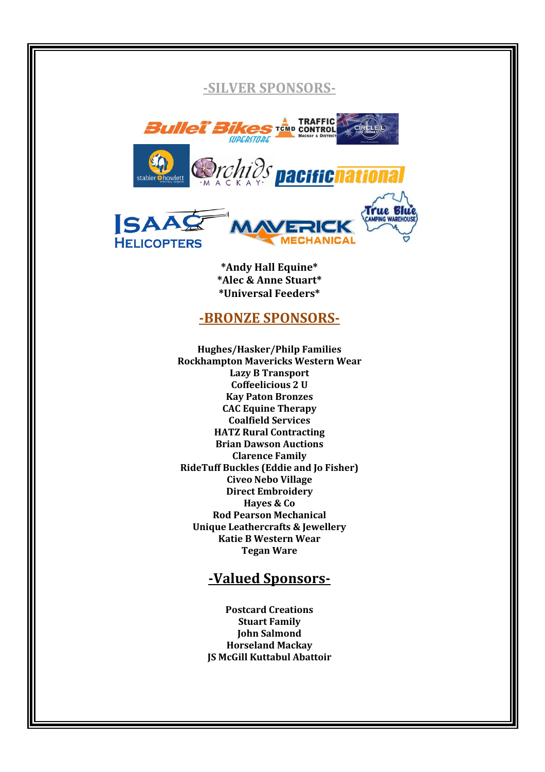## -SILVER SPONSORS-

**\*Andy Hall Equine\***
**\*Alec & Anne Stuart\***
**\*Universal Feeders\***

## -BRONZE SPONSORS-

**Hughes/Hasker/Philp Families**
**Rockhampton Mavericks Western Wear**
**Lazy B Transport**
**Coffeelicious 2 U**
**Kay Paton Bronzes**
**CAC Equine Therapy**
**Coalfield Services**
**HATZ Rural Contracting**
**Brian Dawson Auctions**
**Clarence Family**
**RideTuff Buckles (Eddie and Jo Fisher)**
**Civeo Nebo Village**
**Direct Embroidery**
**Hayes & Co**
**Rod Pearson Mechanical**
**Unique Leathercrafts & Jewellery**
**Katie B Western Wear**
**Tegan Ware**

## -Valued Sponsors-

**Postcard Creations**
**Stuart Family**
**John Salmond**
**Horseland Mackay**
**JS McGill Kuttabul Abattoir**